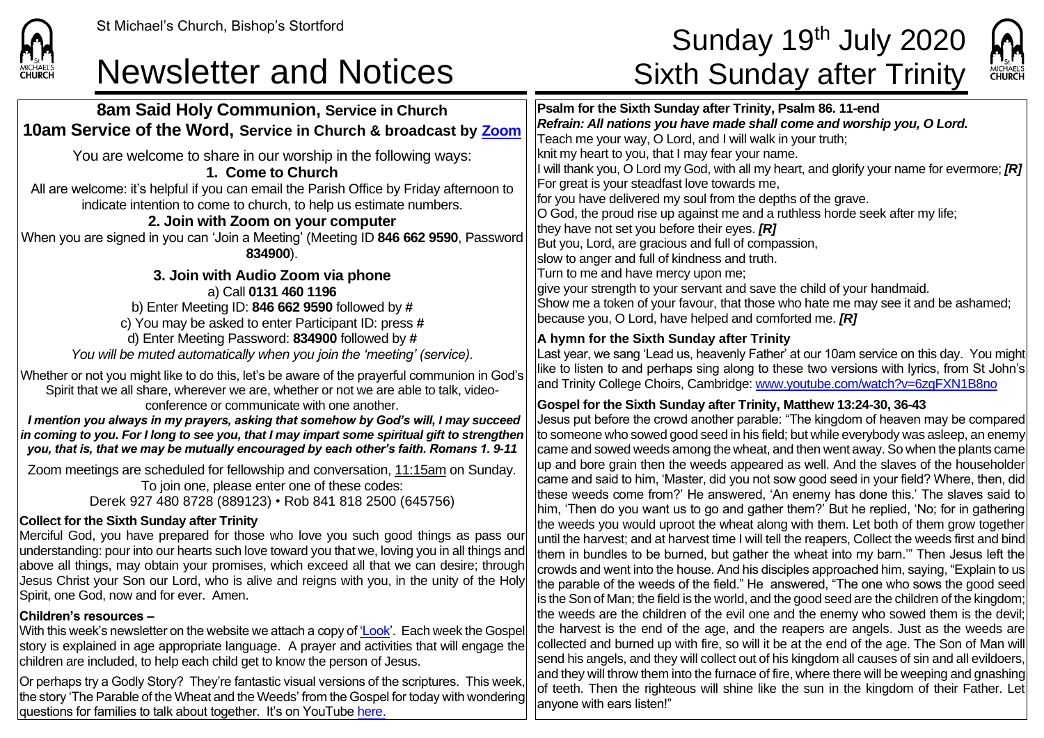St Michael's Church, Bishop's Stortford

# Newsletter and Notices

# Sunday 19th July 2020 Sixth Sunday after Trinity

## 8am Said Holy Communion, Service in Church

## 10am Service of the Word, Service in Church & broadcast by Zoom

You are welcome to share in our worship in the following ways:

### 1. Come to Church

All are welcome: it's helpful if you can email the Parish Office by Friday afternoon to indicate intention to come to church, to help us estimate numbers.

### 2. Join with Zoom on your computer

When you are signed in you can 'Join a Meeting' (Meeting ID **846 662 9590**, Password **834900**).

### 3. Join with Audio Zoom via phone

a) Call **0131 460 1196**

b) Enter Meeting ID: **846 662 9590** followed by **#**

c) You may be asked to enter Participant ID: press **#**

d) Enter Meeting Password: **834900** followed by **#**

*You will be muted automatically when you join the 'meeting' (service).*

Whether or not you might like to do this, let's be aware of the prayerful communion in God's Spirit that we all share, wherever we are, whether or not we are able to talk, video-conference or communicate with one another.

***I mention you always in my prayers, asking that somehow by God's will, I may succeed in coming to you. For I long to see you, that I may impart some spiritual gift to strengthen you, that is, that we may be mutually encouraged by each other's faith. Romans 1. 9-11***

Zoom meetings are scheduled for fellowship and conversation, 11:15am on Sunday. To join one, please enter one of these codes:
Derek 927 480 8728 (889123) • Rob 841 818 2500 (645756)

**Collect for the Sixth Sunday after Trinity**

Merciful God, you have prepared for those who love you such good things as pass our understanding: pour into our hearts such love toward you that we, loving you in all things and above all things, may obtain your promises, which exceed all that we can desire; through Jesus Christ your Son our Lord, who is alive and reigns with you, in the unity of the Holy Spirit, one God, now and for ever. Amen.

**Children's resources –**

With this week's newsletter on the website we attach a copy of 'Look'. Each week the Gospel story is explained in age appropriate language. A prayer and activities that will engage the children are included, to help each child get to know the person of Jesus.

Or perhaps try a Godly Story? They're fantastic visual versions of the scriptures. This week, the story 'The Parable of the Wheat and the Weeds' from the Gospel for today with wondering questions for families to talk about together. It's on YouTube here.

**Psalm for the Sixth Sunday after Trinity, Psalm 86. 11-end**

***Refrain: All nations you have made shall come and worship you, O Lord.***

Teach me your way, O Lord, and I will walk in your truth;
knit my heart to you, that I may fear your name.
I will thank you, O Lord my God, with all my heart, and glorify your name for evermore; ***[R]***
For great is your steadfast love towards me,
for you have delivered my soul from the depths of the grave.
O God, the proud rise up against me and a ruthless horde seek after my life;
they have not set you before their eyes. ***[R]***
But you, Lord, are gracious and full of compassion,
slow to anger and full of kindness and truth.
Turn to me and have mercy upon me;
give your strength to your servant and save the child of your handmaid.
Show me a token of your favour, that those who hate me may see it and be ashamed;
because you, O Lord, have helped and comforted me. ***[R]***

**A hymn for the Sixth Sunday after Trinity**

Last year, we sang 'Lead us, heavenly Father' at our 10am service on this day. You might like to listen to and perhaps sing along to these two versions with lyrics, from St John's and Trinity College Choirs, Cambridge: www.youtube.com/watch?v=6zgFXN1B8no

**Gospel for the Sixth Sunday after Trinity, Matthew 13:24-30, 36-43**

Jesus put before the crowd another parable: "The kingdom of heaven may be compared to someone who sowed good seed in his field; but while everybody was asleep, an enemy came and sowed weeds among the wheat, and then went away. So when the plants came up and bore grain then the weeds appeared as well. And the slaves of the householder came and said to him, 'Master, did you not sow good seed in your field? Where, then, did these weeds come from?' He answered, 'An enemy has done this.' The slaves said to him, 'Then do you want us to go and gather them?' But he replied, 'No; for in gathering the weeds you would uproot the wheat along with them. Let both of them grow together until the harvest; and at harvest time I will tell the reapers, Collect the weeds first and bind them in bundles to be burned, but gather the wheat into my barn.'" Then Jesus left the crowds and went into the house. And his disciples approached him, saying, "Explain to us the parable of the weeds of the field." He answered, "The one who sows the good seed is the Son of Man; the field is the world, and the good seed are the children of the kingdom; the weeds are the children of the evil one and the enemy who sowed them is the devil; the harvest is the end of the age, and the reapers are angels. Just as the weeds are collected and burned up with fire, so will it be at the end of the age. The Son of Man will send his angels, and they will collect out of his kingdom all causes of sin and all evildoers, and they will throw them into the furnace of fire, where there will be weeping and gnashing of teeth. Then the righteous will shine like the sun in the kingdom of their Father. Let anyone with ears listen!"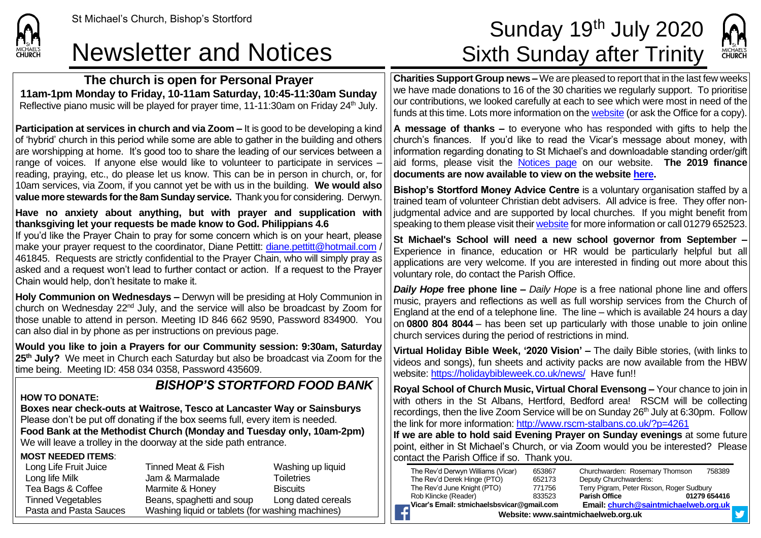St Michael's Church, Bishop's Stortford

# Newsletter and Notices

# Sunday 19th July 2020
## Sixth Sunday after Trinity

## The church is open for Personal Prayer

**11am-1pm Monday to Friday, 10-11am Saturday, 10:45-11:30am Sunday**

Reflective piano music will be played for prayer time, 11-11:30am on Friday 24th July.

**Participation at services in church and via Zoom –** It is good to be developing a kind of 'hybrid' church in this period while some are able to gather in the building and others are worshipping at home. It's good too to share the leading of our services between a range of voices. If anyone else would like to volunteer to participate in services – reading, praying, etc., do please let us know. This can be in person in church, or, for 10am services, via Zoom, if you cannot yet be with us in the building. **We would also value more stewards for the 8am Sunday service.** Thank you for considering. Derwyn.

**Have no anxiety about anything, but with prayer and supplication with thanksgiving let your requests be made know to God. Philippians 4.6**

If you'd like the Prayer Chain to pray for some concern which is on your heart, please make your prayer request to the coordinator, Diane Pettitt: diane.pettitt@hotmail.com / 461845. Requests are strictly confidential to the Prayer Chain, who will simply pray as asked and a request won't lead to further contact or action. If a request to the Prayer Chain would help, don't hesitate to make it.

**Holy Communion on Wednesdays –** Derwyn will be presiding at Holy Communion in church on Wednesday 22nd July, and the service will also be broadcast by Zoom for those unable to attend in person. Meeting ID 846 662 9590, Password 834900. You can also dial in by phone as per instructions on previous page.

**Would you like to join a Prayers for our Community session: 9:30am, Saturday 25th July?** We meet in Church each Saturday but also be broadcast via Zoom for the time being. Meeting ID: 458 034 0358, Password 435609.

## *BISHOP'S STORTFORD FOOD BANK*

**HOW TO DONATE:**

**Boxes near check-outs at Waitrose, Tesco at Lancaster Way or Sainsburys**

Please don't be put off donating if the box seems full, every item is needed.

**Food Bank at the Methodist Church (Monday and Tuesday only, 10am-2pm)**

We will leave a trolley in the doorway at the side path entrance.

**MOST NEEDED ITEMS**:

| | | |
|---|---|---|
| Long Life Fruit Juice | Tinned Meat & Fish | Washing up liquid |
| Long life Milk | Jam & Marmalade | Toiletries |
| Tea Bags & Coffee | Marmite & Honey | Biscuits |
| Tinned Vegetables | Beans, spaghetti and soup | Long dated cereals |
| Pasta and Pasta Sauces | Washing liquid or tablets (for washing machines) | |

**Charities Support Group news –** We are pleased to report that in the last few weeks we have made donations to 16 of the 30 charities we regularly support. To prioritise our contributions, we looked carefully at each to see which were most in need of the funds at this time. Lots more information on the website (or ask the Office for a copy).

**A message of thanks –** to everyone who has responded with gifts to help the church's finances. If you'd like to read the Vicar's message about money, with information regarding donating to St Michael's and downloadable standing order/gift aid forms, please visit the Notices page on our website. **The 2019 finance documents are now available to view on the website here.**

**Bishop's Stortford Money Advice Centre** is a voluntary organisation staffed by a trained team of volunteer Christian debt advisers. All advice is free. They offer non-judgmental advice and are supported by local churches. If you might benefit from speaking to them please visit their website for more information or call 01279 652523.

**St Michael's School will need a new school governor from September –** Experience in finance, education or HR would be particularly helpful but all applications are very welcome. If you are interested in finding out more about this voluntary role, do contact the Parish Office.

***Daily Hope* free phone line –** *Daily Hope* is a free national phone line and offers music, prayers and reflections as well as full worship services from the Church of England at the end of a telephone line. The line – which is available 24 hours a day on **0800 804 8044** – has been set up particularly with those unable to join online church services during the period of restrictions in mind.

**Virtual Holiday Bible Week, '2020 Vision' –** The daily Bible stories, (with links to videos and songs), fun sheets and activity packs are now available from the HBW website: https://holidaybibleweek.co.uk/news/ Have fun!!

**Royal School of Church Music, Virtual Choral Evensong –** Your chance to join in with others in the St Albans, Hertford, Bedford area! RSCM will be collecting recordings, then the live Zoom Service will be on Sunday 26th July at 6:30pm. Follow the link for more information: http://www.rscm-stalbans.co.uk/?p=4261

**If we are able to hold said Evening Prayer on Sunday evenings** at some future point, either in St Michael's Church, or via Zoom would you be interested? Please contact the Parish Office if so. Thank you.

| | | | |
|---|---|---|---|
| The Rev'd Derwyn Williams (Vicar) | 653867 | Churchwarden: Rosemary Thomson | 758389 |
| The Rev'd Derek Hinge (PTO) | 652173 | Deputy Churchwardens: | |
| The Rev'd June Knight (PTO) | 771756 | Terry Pigram, Peter Rixson, Roger Sudbury | |
| Rob Klincke (Reader) | 833523 | **Parish Office** | **01279 654416** |

**Vicar's Email: stmichaelsbsvicar@gmail.com** **Email: church@saintmichaelweb.org.uk**

**Website: www.saintmichaelweb.org.uk**